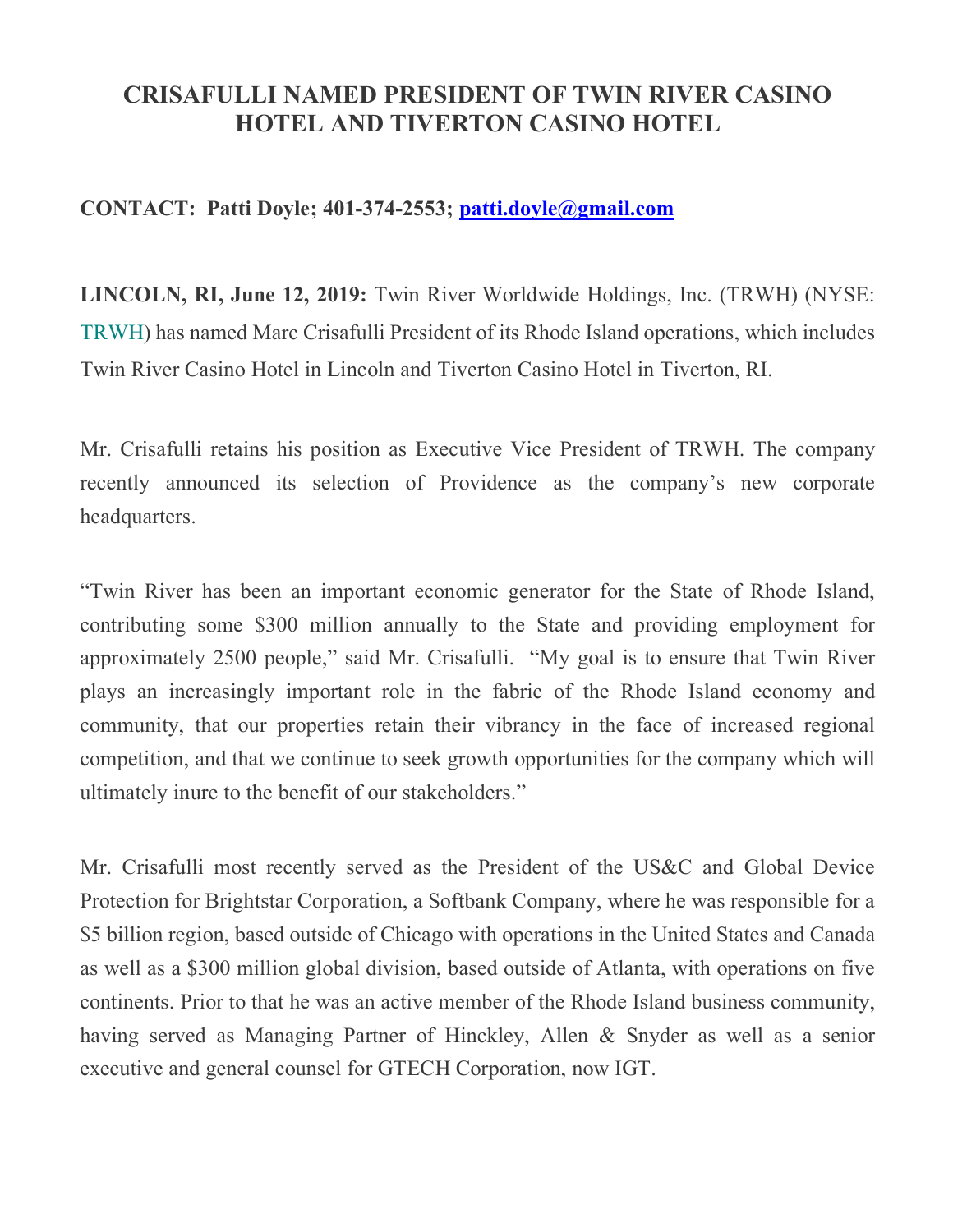# CRISAFULLI NAMED PRESIDENT OF TWIN RIVER CASINO HOTEL AND TIVERTON CASINO HOTEL

**CONTACT: Patti Doyle; 401-374-2553; patti.doyle@gmail.com**

**LINCOLN, RI, June 12, 2019:** Twin River Worldwide Holdings, Inc. (TRWH) (NYSE: TRWH) has named Marc Crisafulli President of its Rhode Island operations, which includes Twin River Casino Hotel in Lincoln and Tiverton Casino Hotel in Tiverton, RI.

Mr. Crisafulli retains his position as Executive Vice President of TRWH. The company recently announced its selection of Providence as the company's new corporate headquarters.

"Twin River has been an important economic generator for the State of Rhode Island, contributing some $300 million annually to the State and providing employment for approximately 2500 people," said Mr. Crisafulli. "My goal is to ensure that Twin River plays an increasingly important role in the fabric of the Rhode Island economy and community, that our properties retain their vibrancy in the face of increased regional competition, and that we continue to seek growth opportunities for the company which will ultimately inure to the benefit of our stakeholders."

Mr. Crisafulli most recently served as the President of the US&C and Global Device Protection for Brightstar Corporation, a Softbank Company, where he was responsible for a $5 billion region, based outside of Chicago with operations in the United States and Canada as well as a $300 million global division, based outside of Atlanta, with operations on five continents. Prior to that he was an active member of the Rhode Island business community, having served as Managing Partner of Hinckley, Allen & Snyder as well as a senior executive and general counsel for GTECH Corporation, now IGT.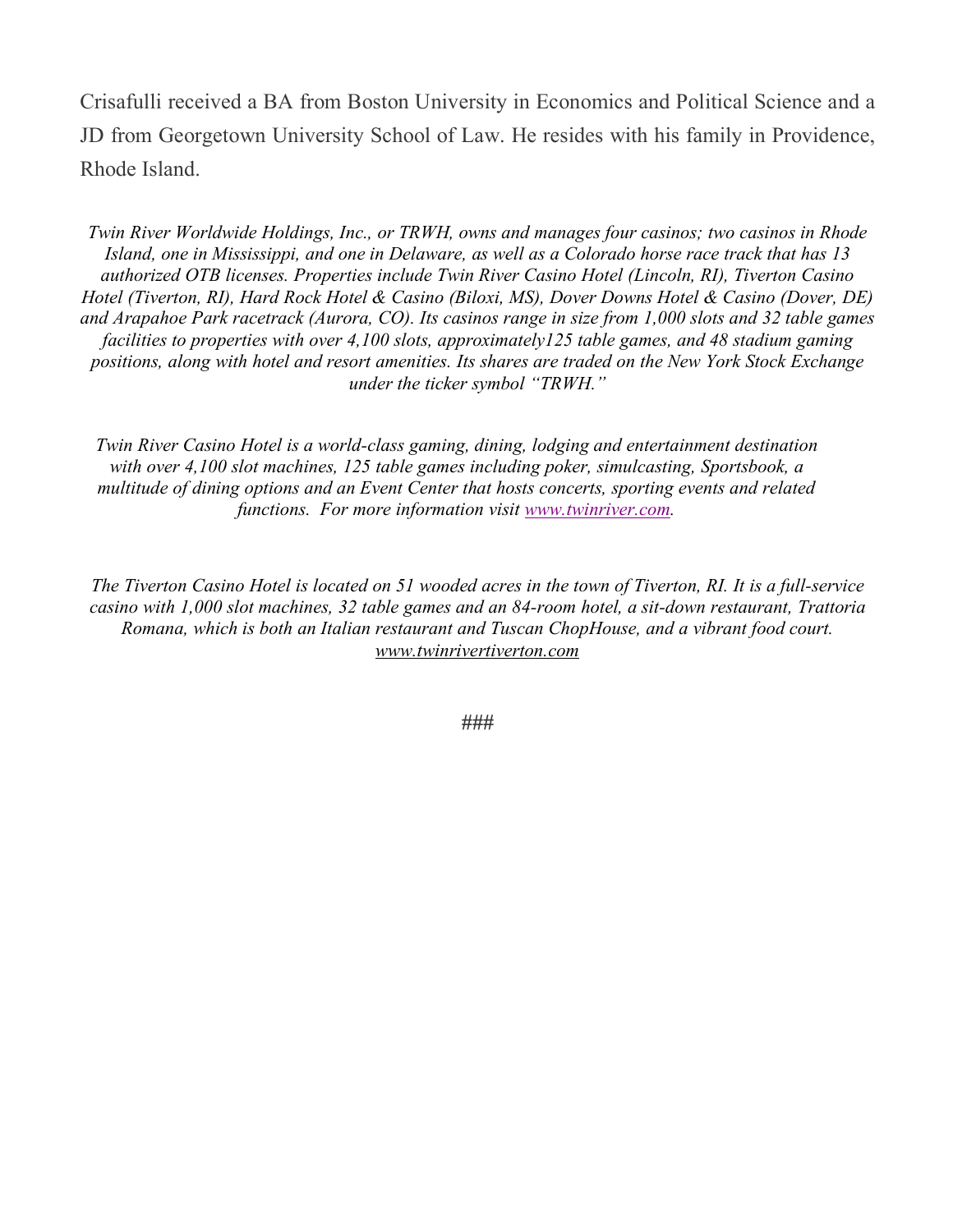Crisafulli received a BA from Boston University in Economics and Political Science and a JD from Georgetown University School of Law. He resides with his family in Providence, Rhode Island.

*Twin River Worldwide Holdings, Inc., or TRWH, owns and manages four casinos; two casinos in Rhode Island, one in Mississippi, and one in Delaware, as well as a Colorado horse race track that has 13 authorized OTB licenses. Properties include Twin River Casino Hotel (Lincoln, RI), Tiverton Casino Hotel (Tiverton, RI), Hard Rock Hotel & Casino (Biloxi, MS), Dover Downs Hotel & Casino (Dover, DE) and Arapahoe Park racetrack (Aurora, CO). Its casinos range in size from 1,000 slots and 32 table games facilities to properties with over 4,100 slots, approximately125 table games, and 48 stadium gaming positions, along with hotel and resort amenities. Its shares are traded on the New York Stock Exchange under the ticker symbol "TRWH."*

*Twin River Casino Hotel is a world-class gaming, dining, lodging and entertainment destination with over 4,100 slot machines, 125 table games including poker, simulcasting, Sportsbook, a multitude of dining options and an Event Center that hosts concerts, sporting events and related functions. For more information visit [www.twinriver.com](www.twinriver.com).*

*The Tiverton Casino Hotel is located on 51 wooded acres in the town of Tiverton, RI. It is a full-service casino with 1,000 slot machines, 32 table games and an 84-room hotel, a sit-down restaurant, Trattoria Romana, which is both an Italian restaurant and Tuscan ChopHouse, and a vibrant food court. [www.twinrivertiverton.com](www.twinrivertiverton.com)*

###